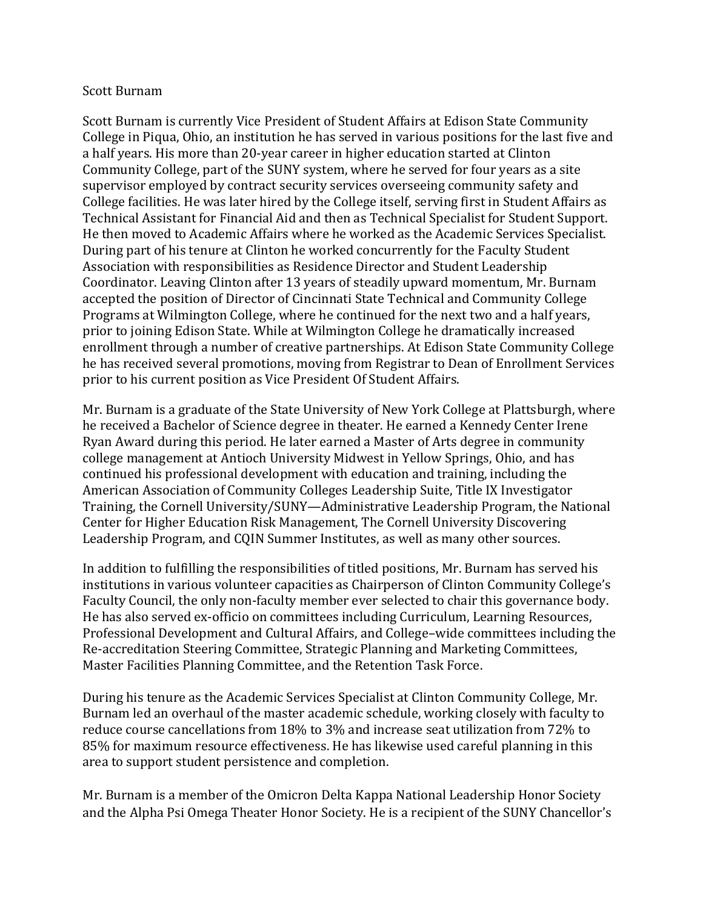# Scott Burnam

Scott Burnam is currently Vice President of Student Affairs at Edison State Community College in Piqua, Ohio, an institution he has served in various positions for the last five and a half years. His more than 20-year career in higher education started at Clinton Community College, part of the SUNY system, where he served for four years as a site supervisor employed by contract security services overseeing community safety and College facilities. He was later hired by the College itself, serving first in Student Affairs as Technical Assistant for Financial Aid and then as Technical Specialist for Student Support. He then moved to Academic Affairs where he worked as the Academic Services Specialist. During part of his tenure at Clinton he worked concurrently for the Faculty Student Association with responsibilities as Residence Director and Student Leadership Coordinator. Leaving Clinton after 13 years of steadily upward momentum, Mr. Burnam accepted the position of Director of Cincinnati State Technical and Community College Programs at Wilmington College, where he continued for the next two and a half years, prior to joining Edison State. While at Wilmington College he dramatically increased enrollment through a number of creative partnerships. At Edison State Community College he has received several promotions, moving from Registrar to Dean of Enrollment Services prior to his current position as Vice President Of Student Affairs.

Mr. Burnam is a graduate of the State University of New York College at Plattsburgh, where he received a Bachelor of Science degree in theater. He earned a Kennedy Center Irene Ryan Award during this period. He later earned a Master of Arts degree in community college management at Antioch University Midwest in Yellow Springs, Ohio, and has continued his professional development with education and training, including the American Association of Community Colleges Leadership Suite, Title IX Investigator Training, the Cornell University/SUNY—Administrative Leadership Program, the National Center for Higher Education Risk Management, The Cornell University Discovering Leadership Program, and CQIN Summer Institutes, as well as many other sources.

In addition to fulfilling the responsibilities of titled positions, Mr. Burnam has served his institutions in various volunteer capacities as Chairperson of Clinton Community College's Faculty Council, the only non-faculty member ever selected to chair this governance body. He has also served ex-officio on committees including Curriculum, Learning Resources, Professional Development and Cultural Affairs, and College–wide committees including the Re-accreditation Steering Committee, Strategic Planning and Marketing Committees, Master Facilities Planning Committee, and the Retention Task Force.

During his tenure as the Academic Services Specialist at Clinton Community College, Mr. Burnam led an overhaul of the master academic schedule, working closely with faculty to reduce course cancellations from 18% to 3% and increase seat utilization from 72% to 85% for maximum resource effectiveness. He has likewise used careful planning in this area to support student persistence and completion.

Mr. Burnam is a member of the Omicron Delta Kappa National Leadership Honor Society and the Alpha Psi Omega Theater Honor Society. He is a recipient of the SUNY Chancellor's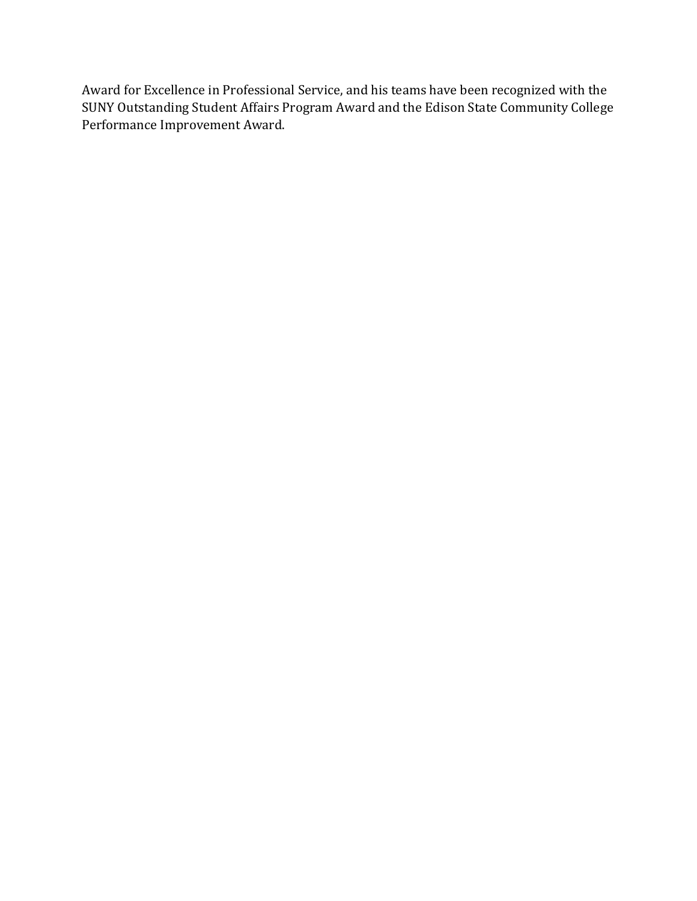Award for Excellence in Professional Service, and his teams have been recognized with the SUNY Outstanding Student Affairs Program Award and the Edison State Community College Performance Improvement Award.